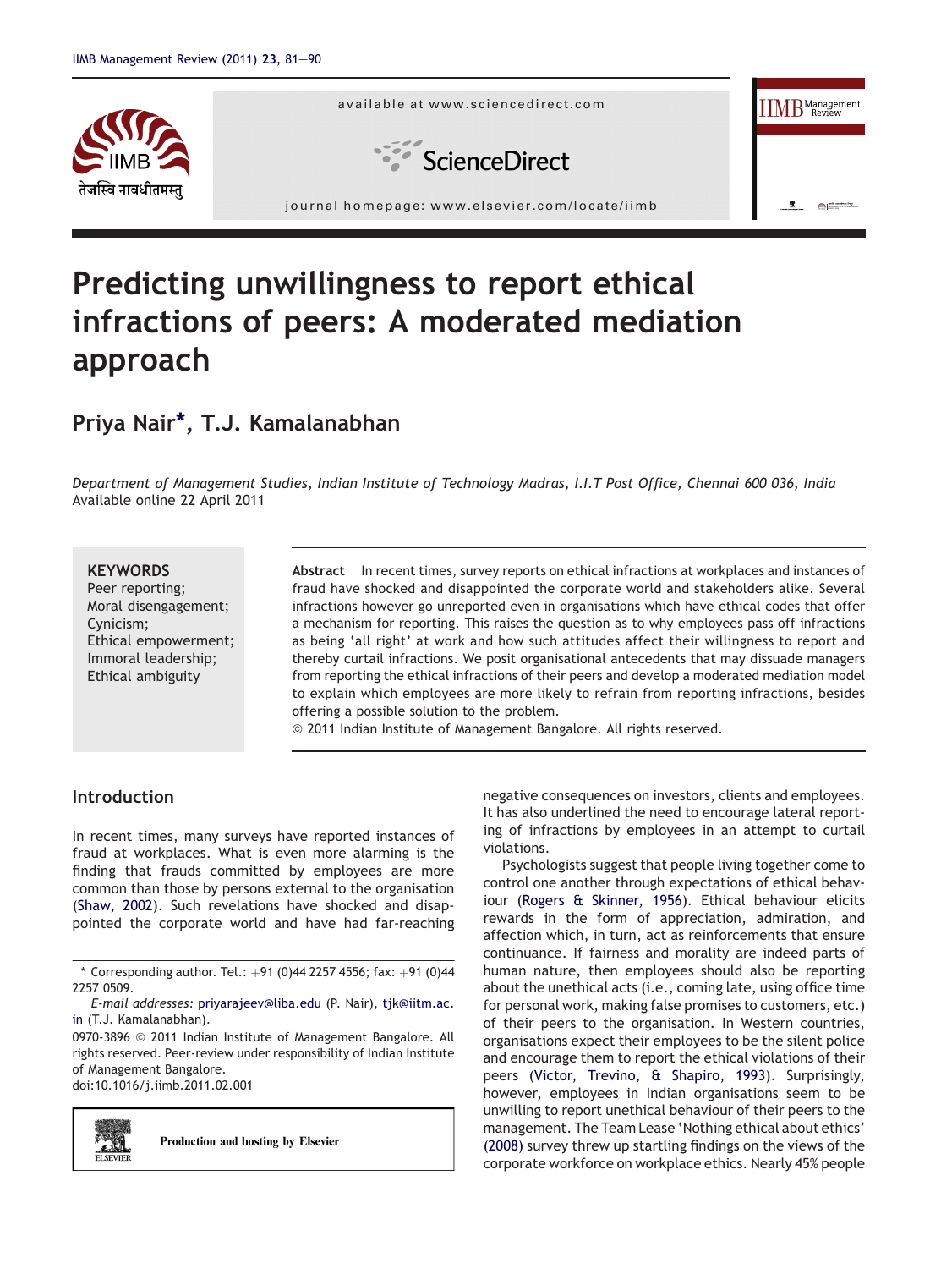# Predicting unwillingness to report ethical infractions of peers: A moderated mediation approach

## Priya Nair*, T.J. Kamalanabhan

*Department of Management Studies, Indian Institute of Technology Madras, I.I.T Post Office, Chennai 600 036, India*
Available online 22 April 2011

**KEYWORDS**
Peer reporting;
Moral disengagement;
Cynicism;
Ethical empowerment;
Immoral leadership;
Ethical ambiguity

**Abstract** In recent times, survey reports on ethical infractions at workplaces and instances of fraud have shocked and disappointed the corporate world and stakeholders alike. Several infractions however go unreported even in organisations which have ethical codes that offer a mechanism for reporting. This raises the question as to why employees pass off infractions as being 'all right' at work and how such attitudes affect their willingness to report and thereby curtail infractions. We posit organisational antecedents that may dissuade managers from reporting the ethical infractions of their peers and develop a moderated mediation model to explain which employees are more likely to refrain from reporting infractions, besides offering a possible solution to the problem.
© 2011 Indian Institute of Management Bangalore. All rights reserved.

## Introduction

In recent times, many surveys have reported instances of fraud at workplaces. What is even more alarming is the finding that frauds committed by employees are more common than those by persons external to the organisation (Shaw, 2002). Such revelations have shocked and disappointed the corporate world and have had far-reaching negative consequences on investors, clients and employees. It has also underlined the need to encourage lateral reporting of infractions by employees in an attempt to curtail violations.

Psychologists suggest that people living together come to control one another through expectations of ethical behaviour (Rogers & Skinner, 1956). Ethical behaviour elicits rewards in the form of appreciation, admiration, and affection which, in turn, act as reinforcements that ensure continuance. If fairness and morality are indeed parts of human nature, then employees should also be reporting about the unethical acts (i.e., coming late, using office time for personal work, making false promises to customers, etc.) of their peers to the organisation. In Western countries, organisations expect their employees to be the silent police and encourage them to report the ethical violations of their peers (Victor, Trevino, & Shapiro, 1993). Surprisingly, however, employees in Indian organisations seem to be unwilling to report unethical behaviour of their peers to the management. The Team Lease 'Nothing ethical about ethics' (2008) survey threw up startling findings on the views of the corporate workforce on workplace ethics. Nearly 45% people

---

* Corresponding author. Tel.: +91 (0)44 2257 4556; fax: +91 (0)44 2257 0509.
*E-mail addresses:* priyarajeev@liba.edu (P. Nair), tjk@iitm.ac.in (T.J. Kamalanabhan).

0970-3896 © 2011 Indian Institute of Management Bangalore. All rights reserved. Peer-review under responsibility of Indian Institute of Management Bangalore.
doi:10.1016/j.iimb.2011.02.001

Production and hosting by Elsevier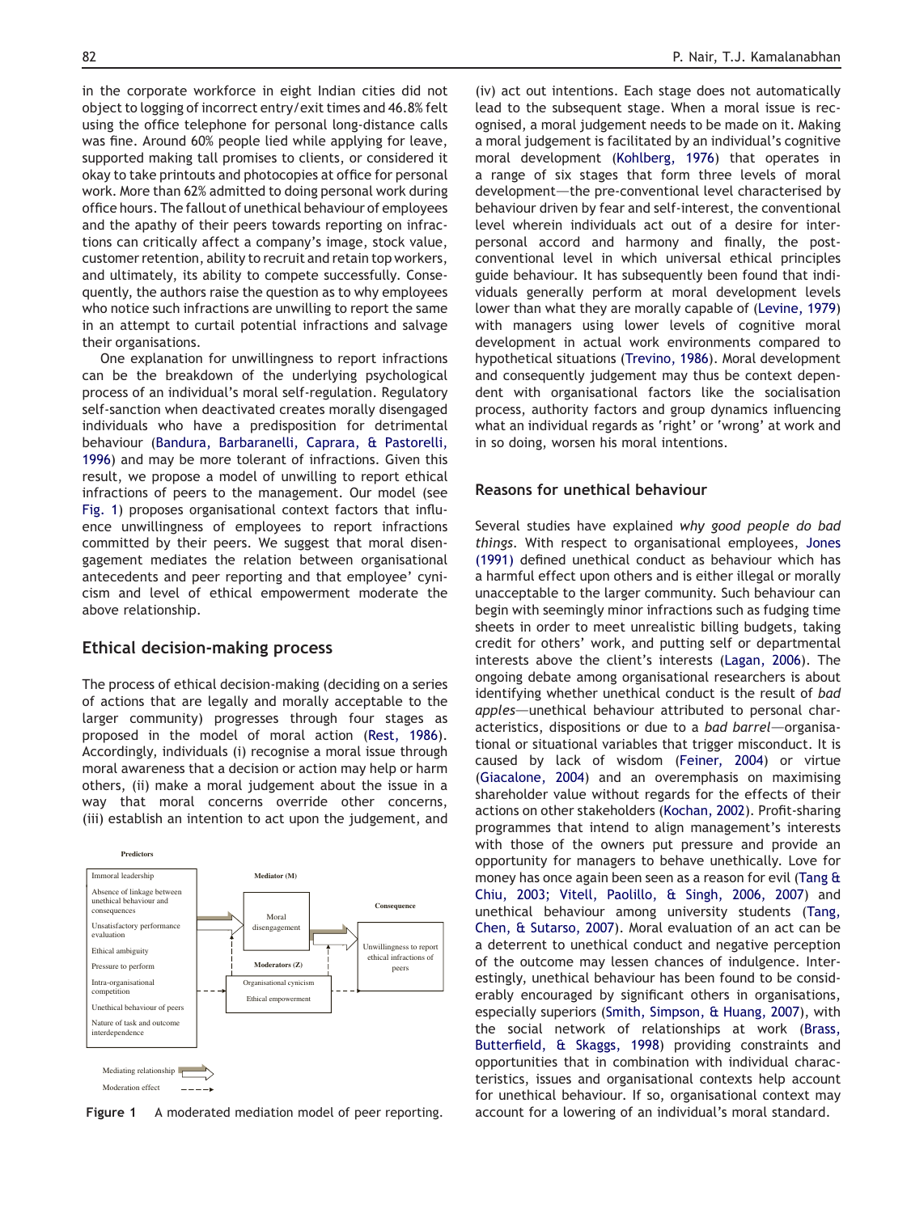in the corporate workforce in eight Indian cities did not object to logging of incorrect entry/exit times and 46.8% felt using the office telephone for personal long-distance calls was fine. Around 60% people lied while applying for leave, supported making tall promises to clients, or considered it okay to take printouts and photocopies at office for personal work. More than 62% admitted to doing personal work during office hours. The fallout of unethical behaviour of employees and the apathy of their peers towards reporting on infractions can critically affect a company's image, stock value, customer retention, ability to recruit and retain top workers, and ultimately, its ability to compete successfully. Consequently, the authors raise the question as to why employees who notice such infractions are unwilling to report the same in an attempt to curtail potential infractions and salvage their organisations.

One explanation for unwillingness to report infractions can be the breakdown of the underlying psychological process of an individual's moral self-regulation. Regulatory self-sanction when deactivated creates morally disengaged individuals who have a predisposition for detrimental behaviour (Bandura, Barbaranelli, Caprara, & Pastorelli, 1996) and may be more tolerant of infractions. Given this result, we propose a model of unwilling to report ethical infractions of peers to the management. Our model (see Fig. 1) proposes organisational context factors that influence unwillingness of employees to report infractions committed by their peers. We suggest that moral disengagement mediates the relation between organisational antecedents and peer reporting and that employee' cynicism and level of ethical empowerment moderate the above relationship.

## Ethical decision-making process

The process of ethical decision-making (deciding on a series of actions that are legally and morally acceptable to the larger community) progresses through four stages as proposed in the model of moral action (Rest, 1986). Accordingly, individuals (i) recognise a moral issue through moral awareness that a decision or action may help or harm others, (ii) make a moral judgement about the issue in a way that moral concerns override other concerns, (iii) establish an intention to act upon the judgement, and (iv) act out intentions. Each stage does not automatically lead to the subsequent stage. When a moral issue is recognised, a moral judgement needs to be made on it. Making a moral judgement is facilitated by an individual's cognitive moral development (Kohlberg, 1976) that operates in a range of six stages that form three levels of moral development—the pre-conventional level characterised by behaviour driven by fear and self-interest, the conventional level wherein individuals act out of a desire for interpersonal accord and harmony and finally, the post-conventional level in which universal ethical principles guide behaviour. It has subsequently been found that individuals generally perform at moral development levels lower than what they are morally capable of (Levine, 1979) with managers using lower levels of cognitive moral development in actual work environments compared to hypothetical situations (Trevino, 1986). Moral development and consequently judgement may thus be context dependent with organisational factors like the socialisation process, authority factors and group dynamics influencing what an individual regards as 'right' or 'wrong' at work and in so doing, worsen his moral intentions.

| Predictors | Mediator (M) | Consequence |
|---|---|---|
| Immoral leadership | Moral disengagement | Unwillingness to report ethical infractions of peers |
| Absence of linkage between unethical behaviour and consequences | | |
| Unsatisfactory performance evaluation | | |
| Ethical ambiguity | **Moderators (Z)** | |
| Pressure to perform | Organisational cynicism | |
| Intra-organisational competition | Ethical empowerment | |
| Unethical behaviour of peers | | |
| Nature of task and outcome interdependence | | |

Mediating relationship (⇨) · Moderation effect (- - - ->)

**Figure 1** A moderated mediation model of peer reporting.

## Reasons for unethical behaviour

Several studies have explained *why good people do bad things*. With respect to organisational employees, Jones (1991) defined unethical conduct as behaviour which has a harmful effect upon others and is either illegal or morally unacceptable to the larger community. Such behaviour can begin with seemingly minor infractions such as fudging time sheets in order to meet unrealistic billing budgets, taking credit for others' work, and putting self or departmental interests above the client's interests (Lagan, 2006). The ongoing debate among organisational researchers is about identifying whether unethical conduct is the result of *bad apples*—unethical behaviour attributed to personal characteristics, dispositions or due to a *bad barrel*—organisational or situational variables that trigger misconduct. It is caused by lack of wisdom (Feiner, 2004) or virtue (Giacalone, 2004) and an overemphasis on maximising shareholder value without regards for the effects of their actions on other stakeholders (Kochan, 2002). Profit-sharing programmes that intend to align management's interests with those of the owners put pressure and provide an opportunity for managers to behave unethically. Love for money has once again been seen as a reason for evil (Tang & Chiu, 2003; Vitell, Paolillo, & Singh, 2006, 2007) and unethical behaviour among university students (Tang, Chen, & Sutarso, 2007). Moral evaluation of an act can be a deterrent to unethical conduct and negative perception of the outcome may lessen chances of indulgence. Interestingly, unethical behaviour has been found to be considerably encouraged by significant others in organisations, especially superiors (Smith, Simpson, & Huang, 2007), with the social network of relationships at work (Brass, Butterfield, & Skaggs, 1998) providing constraints and opportunities that in combination with individual characteristics, issues and organisational contexts help account for unethical behaviour. If so, organisational context may account for a lowering of an individual's moral standard.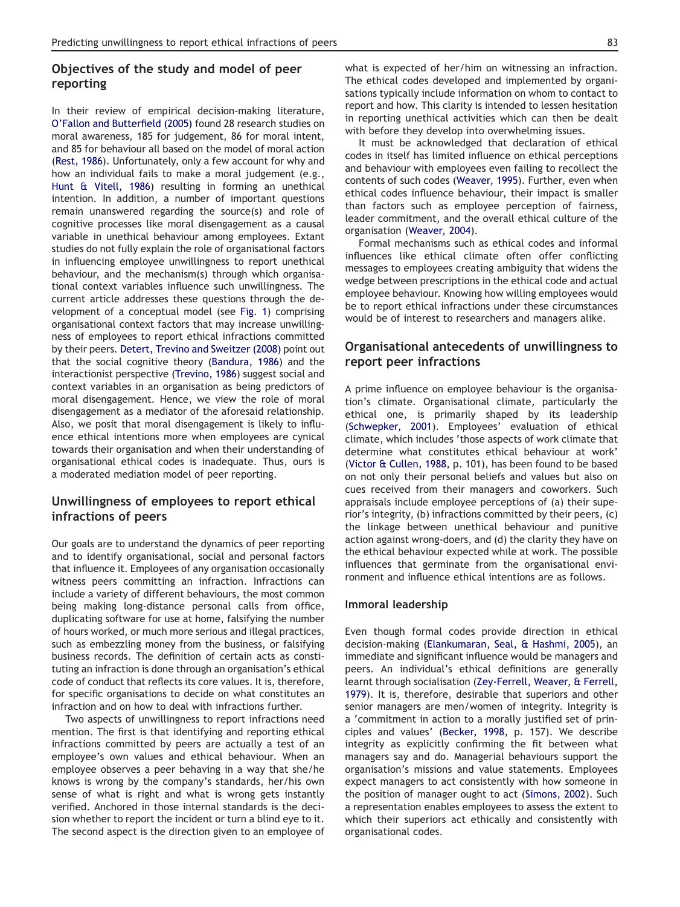## Objectives of the study and model of peer reporting

In their review of empirical decision-making literature, O'Fallon and Butterfield (2005) found 28 research studies on moral awareness, 185 for judgement, 86 for moral intent, and 85 for behaviour all based on the model of moral action (Rest, 1986). Unfortunately, only a few account for why and how an individual fails to make a moral judgement (e.g., Hunt & Vitell, 1986) resulting in forming an unethical intention. In addition, a number of important questions remain unanswered regarding the source(s) and role of cognitive processes like moral disengagement as a causal variable in unethical behaviour among employees. Extant studies do not fully explain the role of organisational factors in influencing employee unwillingness to report unethical behaviour, and the mechanism(s) through which organisational context variables influence such unwillingness. The current article addresses these questions through the development of a conceptual model (see Fig. 1) comprising organisational context factors that may increase unwillingness of employees to report ethical infractions committed by their peers. Detert, Trevino and Sweitzer (2008) point out that the social cognitive theory (Bandura, 1986) and the interactionist perspective (Trevino, 1986) suggest social and context variables in an organisation as being predictors of moral disengagement. Hence, we view the role of moral disengagement as a mediator of the aforesaid relationship. Also, we posit that moral disengagement is likely to influence ethical intentions more when employees are cynical towards their organisation and when their understanding of organisational ethical codes is inadequate. Thus, ours is a moderated mediation model of peer reporting.

## Unwillingness of employees to report ethical infractions of peers

Our goals are to understand the dynamics of peer reporting and to identify organisational, social and personal factors that influence it. Employees of any organisation occasionally witness peers committing an infraction. Infractions can include a variety of different behaviours, the most common being making long-distance personal calls from office, duplicating software for use at home, falsifying the number of hours worked, or much more serious and illegal practices, such as embezzling money from the business, or falsifying business records. The definition of certain acts as constituting an infraction is done through an organisation's ethical code of conduct that reflects its core values. It is, therefore, for specific organisations to decide on what constitutes an infraction and on how to deal with infractions further.

Two aspects of unwillingness to report infractions need mention. The first is that identifying and reporting ethical infractions committed by peers are actually a test of an employee's own values and ethical behaviour. When an employee observes a peer behaving in a way that she/he knows is wrong by the company's standards, her/his own sense of what is right and what is wrong gets instantly verified. Anchored in those internal standards is the decision whether to report the incident or turn a blind eye to it. The second aspect is the direction given to an employee of what is expected of her/him on witnessing an infraction. The ethical codes developed and implemented by organisations typically include information on whom to contact to report and how. This clarity is intended to lessen hesitation in reporting unethical activities which can then be dealt with before they develop into overwhelming issues.

It must be acknowledged that declaration of ethical codes in itself has limited influence on ethical perceptions and behaviour with employees even failing to recollect the contents of such codes (Weaver, 1995). Further, even when ethical codes influence behaviour, their impact is smaller than factors such as employee perception of fairness, leader commitment, and the overall ethical culture of the organisation (Weaver, 2004).

Formal mechanisms such as ethical codes and informal influences like ethical climate often offer conflicting messages to employees creating ambiguity that widens the wedge between prescriptions in the ethical code and actual employee behaviour. Knowing how willing employees would be to report ethical infractions under these circumstances would be of interest to researchers and managers alike.

## Organisational antecedents of unwillingness to report peer infractions

A prime influence on employee behaviour is the organisation's climate. Organisational climate, particularly the ethical one, is primarily shaped by its leadership (Schwepker, 2001). Employees' evaluation of ethical climate, which includes 'those aspects of work climate that determine what constitutes ethical behaviour at work' (Victor & Cullen, 1988, p. 101), has been found to be based on not only their personal beliefs and values but also on cues received from their managers and coworkers. Such appraisals include employee perceptions of (a) their superior's integrity, (b) infractions committed by their peers, (c) the linkage between unethical behaviour and punitive action against wrong-doers, and (d) the clarity they have on the ethical behaviour expected while at work. The possible influences that germinate from the organisational environment and influence ethical intentions are as follows.

### Immoral leadership

Even though formal codes provide direction in ethical decision-making (Elankumaran, Seal, & Hashmi, 2005), an immediate and significant influence would be managers and peers. An individual's ethical definitions are generally learnt through socialisation (Zey-Ferrell, Weaver, & Ferrell, 1979). It is, therefore, desirable that superiors and other senior managers are men/women of integrity. Integrity is a 'commitment in action to a morally justified set of principles and values' (Becker, 1998, p. 157). We describe integrity as explicitly confirming the fit between what managers say and do. Managerial behaviours support the organisation's missions and value statements. Employees expect managers to act consistently with how someone in the position of manager ought to act (Simons, 2002). Such a representation enables employees to assess the extent to which their superiors act ethically and consistently with organisational codes.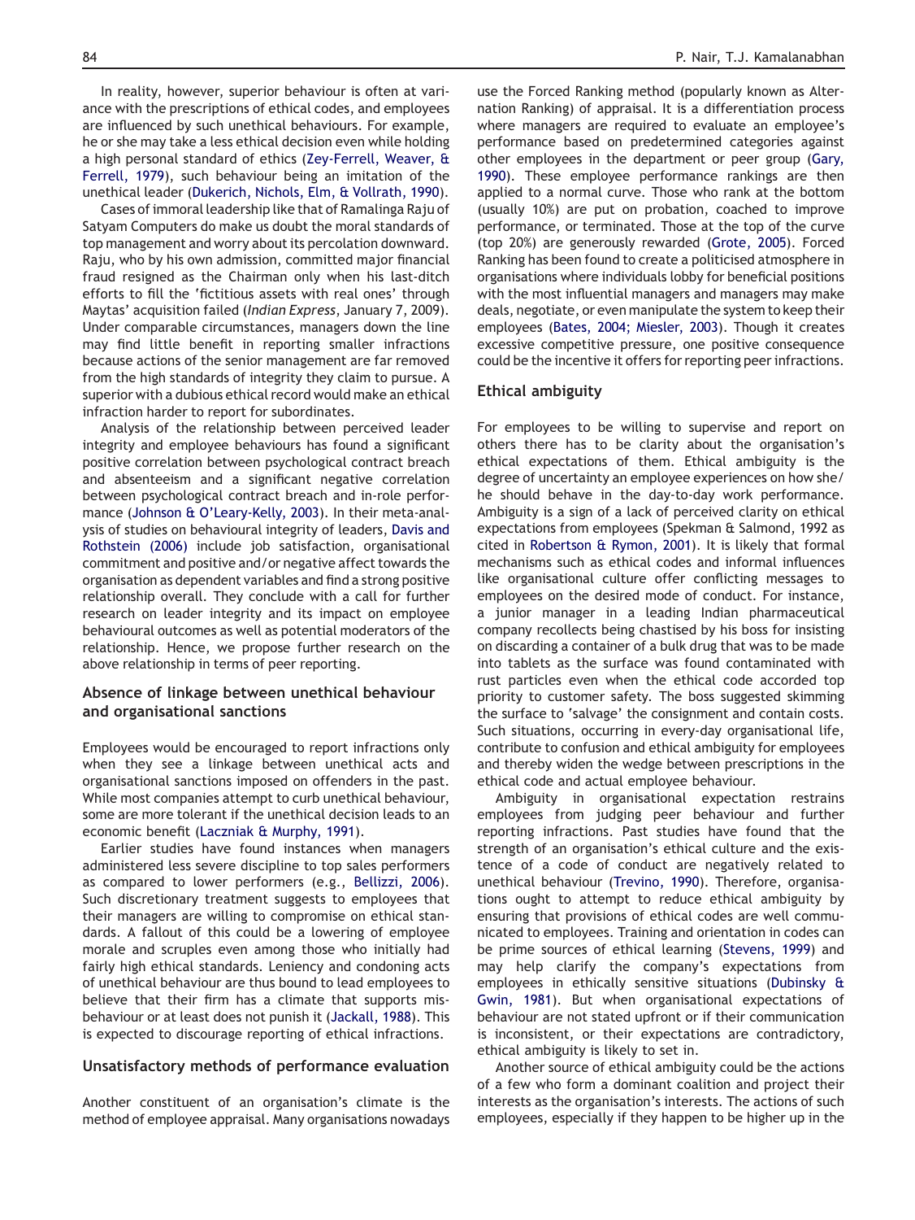In reality, however, superior behaviour is often at variance with the prescriptions of ethical codes, and employees are influenced by such unethical behaviours. For example, he or she may take a less ethical decision even while holding a high personal standard of ethics (Zey-Ferrell, Weaver, & Ferrell, 1979), such behaviour being an imitation of the unethical leader (Dukerich, Nichols, Elm, & Vollrath, 1990).

Cases of immoral leadership like that of Ramalinga Raju of Satyam Computers do make us doubt the moral standards of top management and worry about its percolation downward. Raju, who by his own admission, committed major financial fraud resigned as the Chairman only when his last-ditch efforts to fill the 'fictitious assets with real ones' through Maytas' acquisition failed (*Indian Express*, January 7, 2009). Under comparable circumstances, managers down the line may find little benefit in reporting smaller infractions because actions of the senior management are far removed from the high standards of integrity they claim to pursue. A superior with a dubious ethical record would make an ethical infraction harder to report for subordinates.

Analysis of the relationship between perceived leader integrity and employee behaviours has found a significant positive correlation between psychological contract breach and absenteeism and a significant negative correlation between psychological contract breach and in-role performance (Johnson & O'Leary-Kelly, 2003). In their meta-analysis of studies on behavioural integrity of leaders, Davis and Rothstein (2006) include job satisfaction, organisational commitment and positive and/or negative affect towards the organisation as dependent variables and find a strong positive relationship overall. They conclude with a call for further research on leader integrity and its impact on employee behavioural outcomes as well as potential moderators of the relationship. Hence, we propose further research on the above relationship in terms of peer reporting.

### Absence of linkage between unethical behaviour and organisational sanctions

Employees would be encouraged to report infractions only when they see a linkage between unethical acts and organisational sanctions imposed on offenders in the past. While most companies attempt to curb unethical behaviour, some are more tolerant if the unethical decision leads to an economic benefit (Laczniak & Murphy, 1991).

Earlier studies have found instances when managers administered less severe discipline to top sales performers as compared to lower performers (e.g., Bellizzi, 2006). Such discretionary treatment suggests to employees that their managers are willing to compromise on ethical standards. A fallout of this could be a lowering of employee morale and scruples even among those who initially had fairly high ethical standards. Leniency and condoning acts of unethical behaviour are thus bound to lead employees to believe that their firm has a climate that supports misbehaviour or at least does not punish it (Jackall, 1988). This is expected to discourage reporting of ethical infractions.

### Unsatisfactory methods of performance evaluation

Another constituent of an organisation's climate is the method of employee appraisal. Many organisations nowadays use the Forced Ranking method (popularly known as Alternation Ranking) of appraisal. It is a differentiation process where managers are required to evaluate an employee's performance based on predetermined categories against other employees in the department or peer group (Gary, 1990). These employee performance rankings are then applied to a normal curve. Those who rank at the bottom (usually 10%) are put on probation, coached to improve performance, or terminated. Those at the top of the curve (top 20%) are generously rewarded (Grote, 2005). Forced Ranking has been found to create a politicised atmosphere in organisations where individuals lobby for beneficial positions with the most influential managers and managers may make deals, negotiate, or even manipulate the system to keep their employees (Bates, 2004; Miesler, 2003). Though it creates excessive competitive pressure, one positive consequence could be the incentive it offers for reporting peer infractions.

### Ethical ambiguity

For employees to be willing to supervise and report on others there has to be clarity about the organisation's ethical expectations of them. Ethical ambiguity is the degree of uncertainty an employee experiences on how she/he should behave in the day-to-day work performance. Ambiguity is a sign of a lack of perceived clarity on ethical expectations from employees (Spekman & Salmond, 1992 as cited in Robertson & Rymon, 2001). It is likely that formal mechanisms such as ethical codes and informal influences like organisational culture offer conflicting messages to employees on the desired mode of conduct. For instance, a junior manager in a leading Indian pharmaceutical company recollects being chastised by his boss for insisting on discarding a container of a bulk drug that was to be made into tablets as the surface was found contaminated with rust particles even when the ethical code accorded top priority to customer safety. The boss suggested skimming the surface to 'salvage' the consignment and contain costs. Such situations, occurring in every-day organisational life, contribute to confusion and ethical ambiguity for employees and thereby widen the wedge between prescriptions in the ethical code and actual employee behaviour.

Ambiguity in organisational expectation restrains employees from judging peer behaviour and further reporting infractions. Past studies have found that the strength of an organisation's ethical culture and the existence of a code of conduct are negatively related to unethical behaviour (Trevino, 1990). Therefore, organisations ought to attempt to reduce ethical ambiguity by ensuring that provisions of ethical codes are well communicated to employees. Training and orientation in codes can be prime sources of ethical learning (Stevens, 1999) and may help clarify the company's expectations from employees in ethically sensitive situations (Dubinsky & Gwin, 1981). But when organisational expectations of behaviour are not stated upfront or if their communication is inconsistent, or their expectations are contradictory, ethical ambiguity is likely to set in.

Another source of ethical ambiguity could be the actions of a few who form a dominant coalition and project their interests as the organisation's interests. The actions of such employees, especially if they happen to be higher up in the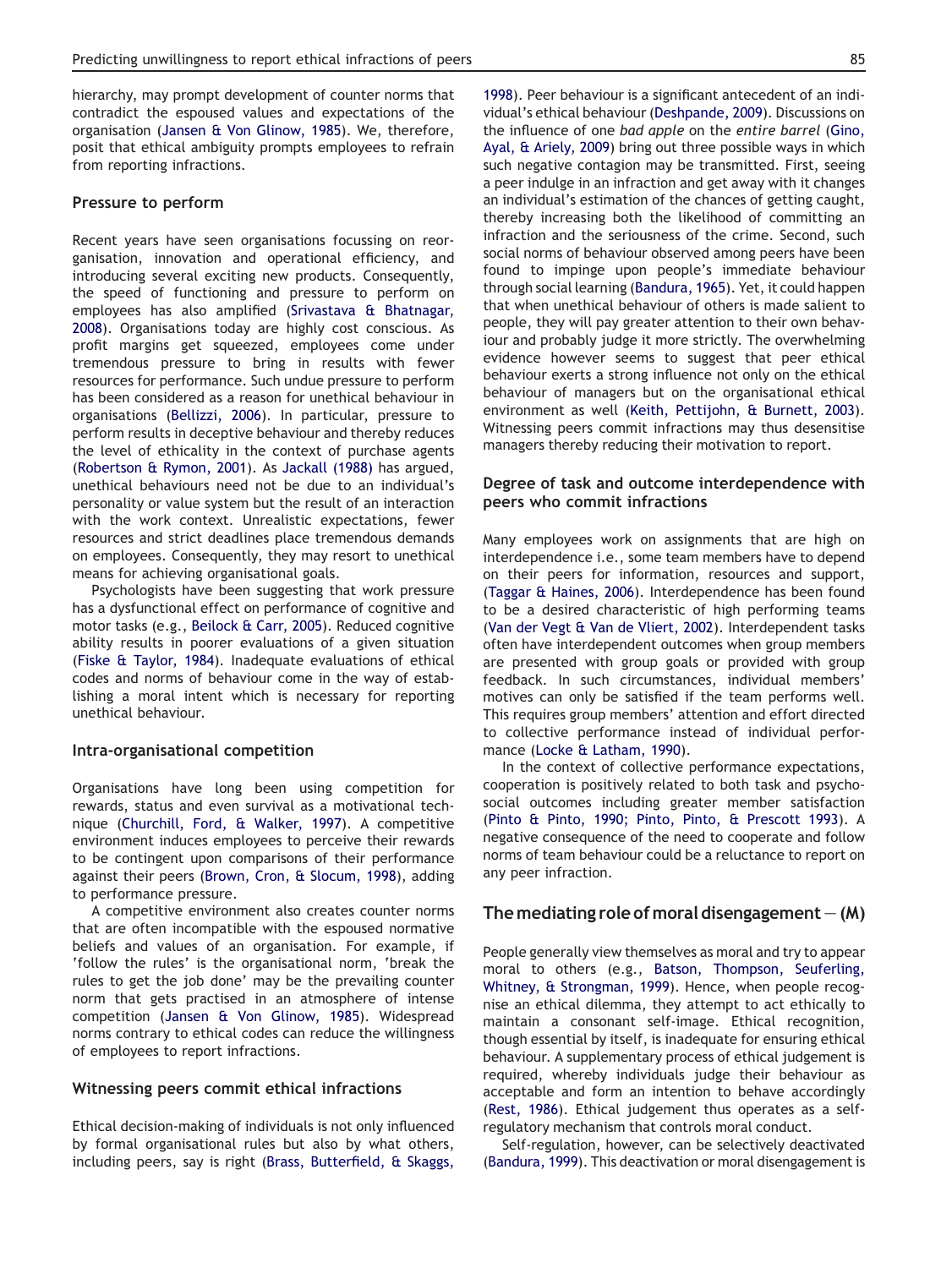hierarchy, may prompt development of counter norms that contradict the espoused values and expectations of the organisation (Jansen & Von Glinow, 1985). We, therefore, posit that ethical ambiguity prompts employees to refrain from reporting infractions.

### Pressure to perform

Recent years have seen organisations focussing on reorganisation, innovation and operational efficiency, and introducing several exciting new products. Consequently, the speed of functioning and pressure to perform on employees has also amplified (Srivastava & Bhatnagar, 2008). Organisations today are highly cost conscious. As profit margins get squeezed, employees come under tremendous pressure to bring in results with fewer resources for performance. Such undue pressure to perform has been considered as a reason for unethical behaviour in organisations (Bellizzi, 2006). In particular, pressure to perform results in deceptive behaviour and thereby reduces the level of ethicality in the context of purchase agents (Robertson & Rymon, 2001). As Jackall (1988) has argued, unethical behaviours need not be due to an individual's personality or value system but the result of an interaction with the work context. Unrealistic expectations, fewer resources and strict deadlines place tremendous demands on employees. Consequently, they may resort to unethical means for achieving organisational goals.

Psychologists have been suggesting that work pressure has a dysfunctional effect on performance of cognitive and motor tasks (e.g., Beilock & Carr, 2005). Reduced cognitive ability results in poorer evaluations of a given situation (Fiske & Taylor, 1984). Inadequate evaluations of ethical codes and norms of behaviour come in the way of establishing a moral intent which is necessary for reporting unethical behaviour.

### Intra-organisational competition

Organisations have long been using competition for rewards, status and even survival as a motivational technique (Churchill, Ford, & Walker, 1997). A competitive environment induces employees to perceive their rewards to be contingent upon comparisons of their performance against their peers (Brown, Cron, & Slocum, 1998), adding to performance pressure.

A competitive environment also creates counter norms that are often incompatible with the espoused normative beliefs and values of an organisation. For example, if 'follow the rules' is the organisational norm, 'break the rules to get the job done' may be the prevailing counter norm that gets practised in an atmosphere of intense competition (Jansen & Von Glinow, 1985). Widespread norms contrary to ethical codes can reduce the willingness of employees to report infractions.

### Witnessing peers commit ethical infractions

Ethical decision-making of individuals is not only influenced by formal organisational rules but also by what others, including peers, say is right (Brass, Butterfield, & Skaggs, 1998). Peer behaviour is a significant antecedent of an individual's ethical behaviour (Deshpande, 2009). Discussions on the influence of one *bad apple* on the *entire barrel* (Gino, Ayal, & Ariely, 2009) bring out three possible ways in which such negative contagion may be transmitted. First, seeing a peer indulge in an infraction and get away with it changes an individual's estimation of the chances of getting caught, thereby increasing both the likelihood of committing an infraction and the seriousness of the crime. Second, such social norms of behaviour observed among peers have been found to impinge upon people's immediate behaviour through social learning (Bandura, 1965). Yet, it could happen that when unethical behaviour of others is made salient to people, they will pay greater attention to their own behaviour and probably judge it more strictly. The overwhelming evidence however seems to suggest that peer ethical behaviour exerts a strong influence not only on the ethical behaviour of managers but on the organisational ethical environment as well (Keith, Pettijohn, & Burnett, 2003). Witnessing peers commit infractions may thus desensitise managers thereby reducing their motivation to report.

### Degree of task and outcome interdependence with peers who commit infractions

Many employees work on assignments that are high on interdependence i.e., some team members have to depend on their peers for information, resources and support, (Taggar & Haines, 2006). Interdependence has been found to be a desired characteristic of high performing teams (Van der Vegt & Van de Vliert, 2002). Interdependent tasks often have interdependent outcomes when group members are presented with group goals or provided with group feedback. In such circumstances, individual members' motives can only be satisfied if the team performs well. This requires group members' attention and effort directed to collective performance instead of individual performance (Locke & Latham, 1990).

In the context of collective performance expectations, cooperation is positively related to both task and psychosocial outcomes including greater member satisfaction (Pinto & Pinto, 1990; Pinto, Pinto, & Prescott 1993). A negative consequence of the need to cooperate and follow norms of team behaviour could be a reluctance to report on any peer infraction.

## The mediating role of moral disengagement – (M)

People generally view themselves as moral and try to appear moral to others (e.g., Batson, Thompson, Seuferling, Whitney, & Strongman, 1999). Hence, when people recognise an ethical dilemma, they attempt to act ethically to maintain a consonant self-image. Ethical recognition, though essential by itself, is inadequate for ensuring ethical behaviour. A supplementary process of ethical judgement is required, whereby individuals judge their behaviour as acceptable and form an intention to behave accordingly (Rest, 1986). Ethical judgement thus operates as a self-regulatory mechanism that controls moral conduct.

Self-regulation, however, can be selectively deactivated (Bandura, 1999). This deactivation or moral disengagement is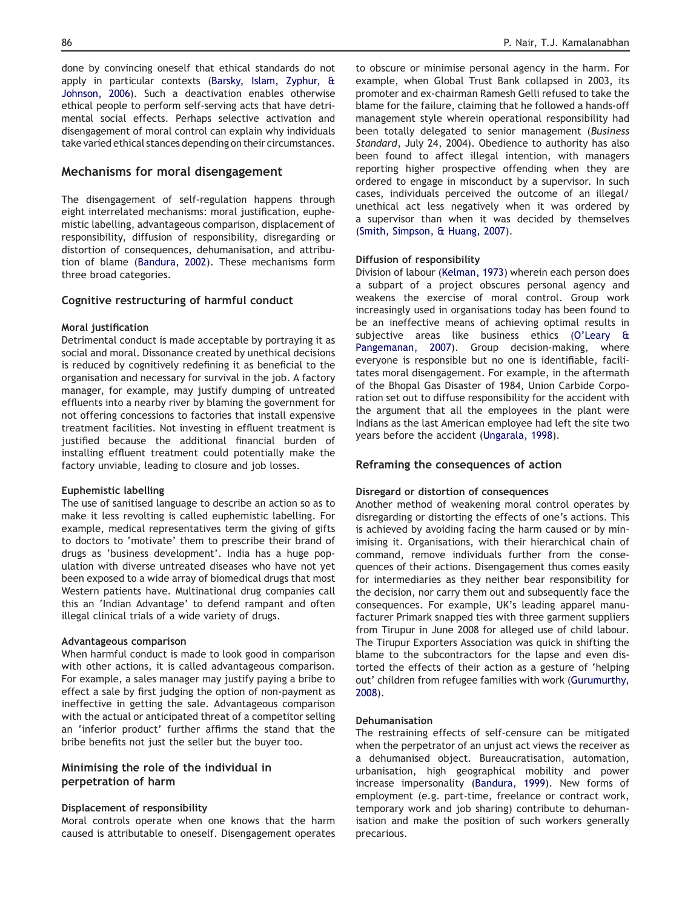done by convincing oneself that ethical standards do not apply in particular contexts (Barsky, Islam, Zyphur, & Johnson, 2006). Such a deactivation enables otherwise ethical people to perform self-serving acts that have detrimental social effects. Perhaps selective activation and disengagement of moral control can explain why individuals take varied ethical stances depending on their circumstances.

## Mechanisms for moral disengagement

The disengagement of self-regulation happens through eight interrelated mechanisms: moral justification, euphemistic labelling, advantageous comparison, displacement of responsibility, diffusion of responsibility, disregarding or distortion of consequences, dehumanisation, and attribution of blame (Bandura, 2002). These mechanisms form three broad categories.

### Cognitive restructuring of harmful conduct

#### Moral justification

Detrimental conduct is made acceptable by portraying it as social and moral. Dissonance created by unethical decisions is reduced by cognitively redefining it as beneficial to the organisation and necessary for survival in the job. A factory manager, for example, may justify dumping of untreated effluents into a nearby river by blaming the government for not offering concessions to factories that install expensive treatment facilities. Not investing in effluent treatment is justified because the additional financial burden of installing effluent treatment could potentially make the factory unviable, leading to closure and job losses.

#### Euphemistic labelling

The use of sanitised language to describe an action so as to make it less revolting is called euphemistic labelling. For example, medical representatives term the giving of gifts to doctors to 'motivate' them to prescribe their brand of drugs as 'business development'. India has a huge population with diverse untreated diseases who have not yet been exposed to a wide array of biomedical drugs that most Western patients have. Multinational drug companies call this an 'Indian Advantage' to defend rampant and often illegal clinical trials of a wide variety of drugs.

#### Advantageous comparison

When harmful conduct is made to look good in comparison with other actions, it is called advantageous comparison. For example, a sales manager may justify paying a bribe to effect a sale by first judging the option of non-payment as ineffective in getting the sale. Advantageous comparison with the actual or anticipated threat of a competitor selling an 'inferior product' further affirms the stand that the bribe benefits not just the seller but the buyer too.

### Minimising the role of the individual in perpetration of harm

#### Displacement of responsibility

Moral controls operate when one knows that the harm caused is attributable to oneself. Disengagement operates to obscure or minimise personal agency in the harm. For example, when Global Trust Bank collapsed in 2003, its promoter and ex-chairman Ramesh Gelli refused to take the blame for the failure, claiming that he followed a hands-off management style wherein operational responsibility had been totally delegated to senior management (*Business Standard*, July 24, 2004). Obedience to authority has also been found to affect illegal intention, with managers reporting higher prospective offending when they are ordered to engage in misconduct by a supervisor. In such cases, individuals perceived the outcome of an illegal/unethical act less negatively when it was ordered by a supervisor than when it was decided by themselves (Smith, Simpson, & Huang, 2007).

#### Diffusion of responsibility

Division of labour (Kelman, 1973) wherein each person does a subpart of a project obscures personal agency and weakens the exercise of moral control. Group work increasingly used in organisations today has been found to be an ineffective means of achieving optimal results in subjective areas like business ethics (O'Leary & Pangemanan, 2007). Group decision-making, where everyone is responsible but no one is identifiable, facilitates moral disengagement. For example, in the aftermath of the Bhopal Gas Disaster of 1984, Union Carbide Corporation set out to diffuse responsibility for the accident with the argument that all the employees in the plant were Indians as the last American employee had left the site two years before the accident (Ungarala, 1998).

### Reframing the consequences of action

#### Disregard or distortion of consequences

Another method of weakening moral control operates by disregarding or distorting the effects of one's actions. This is achieved by avoiding facing the harm caused or by minimising it. Organisations, with their hierarchical chain of command, remove individuals further from the consequences of their actions. Disengagement thus comes easily for intermediaries as they neither bear responsibility for the decision, nor carry them out and subsequently face the consequences. For example, UK's leading apparel manufacturer Primark snapped ties with three garment suppliers from Tirupur in June 2008 for alleged use of child labour. The Tirupur Exporters Association was quick in shifting the blame to the subcontractors for the lapse and even distorted the effects of their action as a gesture of 'helping out' children from refugee families with work (Gurumurthy, 2008).

#### Dehumanisation

The restraining effects of self-censure can be mitigated when the perpetrator of an unjust act views the receiver as a dehumanised object. Bureaucratisation, automation, urbanisation, high geographical mobility and power increase impersonality (Bandura, 1999). New forms of employment (e.g. part-time, freelance or contract work, temporary work and job sharing) contribute to dehumanisation and make the position of such workers generally precarious.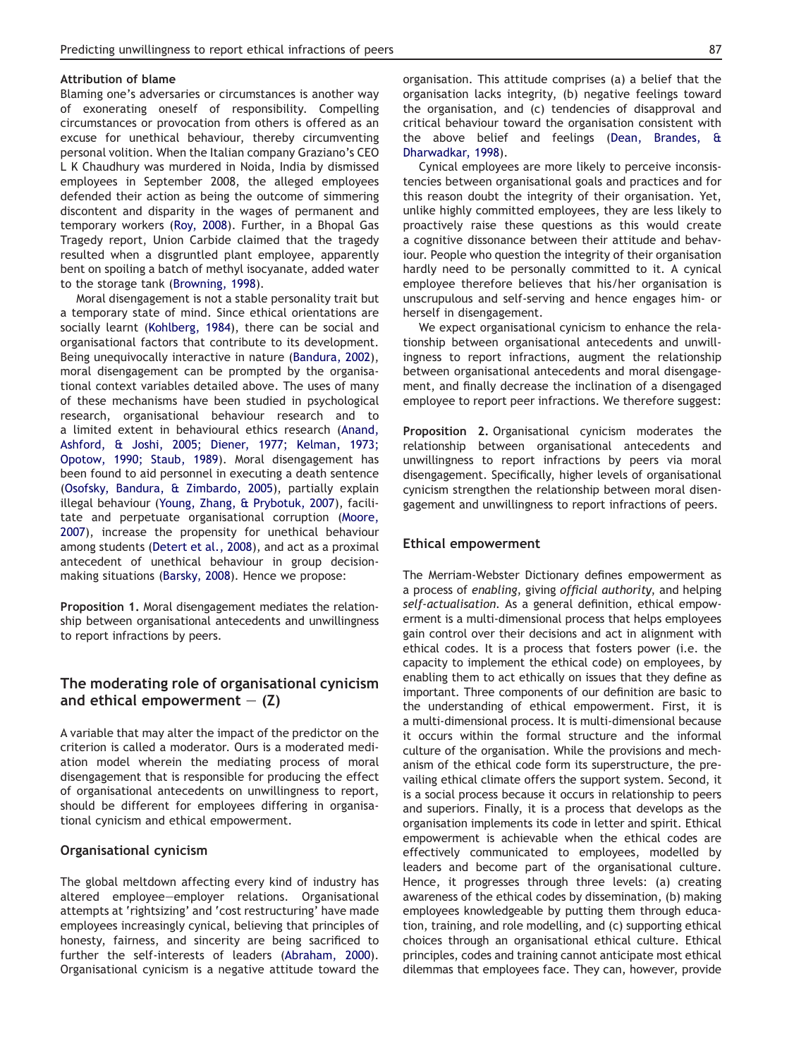#### Attribution of blame

Blaming one's adversaries or circumstances is another way of exonerating oneself of responsibility. Compelling circumstances or provocation from others is offered as an excuse for unethical behaviour, thereby circumventing personal volition. When the Italian company Graziano's CEO L K Chaudhury was murdered in Noida, India by dismissed employees in September 2008, the alleged employees defended their action as being the outcome of simmering discontent and disparity in the wages of permanent and temporary workers (Roy, 2008). Further, in a Bhopal Gas Tragedy report, Union Carbide claimed that the tragedy resulted when a disgruntled plant employee, apparently bent on spoiling a batch of methyl isocyanate, added water to the storage tank (Browning, 1998).

Moral disengagement is not a stable personality trait but a temporary state of mind. Since ethical orientations are socially learnt (Kohlberg, 1984), there can be social and organisational factors that contribute to its development. Being unequivocally interactive in nature (Bandura, 2002), moral disengagement can be prompted by the organisational context variables detailed above. The uses of many of these mechanisms have been studied in psychological research, organisational behaviour research and to a limited extent in behavioural ethics research (Anand, Ashford, & Joshi, 2005; Diener, 1977; Kelman, 1973; Opotow, 1990; Staub, 1989). Moral disengagement has been found to aid personnel in executing a death sentence (Osofsky, Bandura, & Zimbardo, 2005), partially explain illegal behaviour (Young, Zhang, & Prybotuk, 2007), facilitate and perpetuate organisational corruption (Moore, 2007), increase the propensity for unethical behaviour among students (Detert et al., 2008), and act as a proximal antecedent of unethical behaviour in group decision-making situations (Barsky, 2008). Hence we propose:

**Proposition 1.** Moral disengagement mediates the relationship between organisational antecedents and unwillingness to report infractions by peers.

## The moderating role of organisational cynicism and ethical empowerment — (Z)

A variable that may alter the impact of the predictor on the criterion is called a moderator. Ours is a moderated mediation model wherein the mediating process of moral disengagement that is responsible for producing the effect of organisational antecedents on unwillingness to report, should be different for employees differing in organisational cynicism and ethical empowerment.

### Organisational cynicism

The global meltdown affecting every kind of industry has altered employee—employer relations. Organisational attempts at 'rightsizing' and 'cost restructuring' have made employees increasingly cynical, believing that principles of honesty, fairness, and sincerity are being sacrificed to further the self-interests of leaders (Abraham, 2000). Organisational cynicism is a negative attitude toward the organisation. This attitude comprises (a) a belief that the organisation lacks integrity, (b) negative feelings toward the organisation, and (c) tendencies of disapproval and critical behaviour toward the organisation consistent with the above belief and feelings (Dean, Brandes, & Dharwadkar, 1998).

Cynical employees are more likely to perceive inconsistencies between organisational goals and practices and for this reason doubt the integrity of their organisation. Yet, unlike highly committed employees, they are less likely to proactively raise these questions as this would create a cognitive dissonance between their attitude and behaviour. People who question the integrity of their organisation hardly need to be personally committed to it. A cynical employee therefore believes that his/her organisation is unscrupulous and self-serving and hence engages him- or herself in disengagement.

We expect organisational cynicism to enhance the relationship between organisational antecedents and unwillingness to report infractions, augment the relationship between organisational antecedents and moral disengagement, and finally decrease the inclination of a disengaged employee to report peer infractions. We therefore suggest:

**Proposition 2.** Organisational cynicism moderates the relationship between organisational antecedents and unwillingness to report infractions by peers via moral disengagement. Specifically, higher levels of organisational cynicism strengthen the relationship between moral disengagement and unwillingness to report infractions of peers.

### Ethical empowerment

The Merriam-Webster Dictionary defines empowerment as a process of *enabling*, giving *official authority*, and helping *self-actualisation*. As a general definition, ethical empowerment is a multi-dimensional process that helps employees gain control over their decisions and act in alignment with ethical codes. It is a process that fosters power (i.e. the capacity to implement the ethical code) on employees, by enabling them to act ethically on issues that they define as important. Three components of our definition are basic to the understanding of ethical empowerment. First, it is a multi-dimensional process. It is multi-dimensional because it occurs within the formal structure and the informal culture of the organisation. While the provisions and mechanism of the ethical code form its superstructure, the prevailing ethical climate offers the support system. Second, it is a social process because it occurs in relationship to peers and superiors. Finally, it is a process that develops as the organisation implements its code in letter and spirit. Ethical empowerment is achievable when the ethical codes are effectively communicated to employees, modelled by leaders and become part of the organisational culture. Hence, it progresses through three levels: (a) creating awareness of the ethical codes by dissemination, (b) making employees knowledgeable by putting them through education, training, and role modelling, and (c) supporting ethical choices through an organisational ethical culture. Ethical principles, codes and training cannot anticipate most ethical dilemmas that employees face. They can, however, provide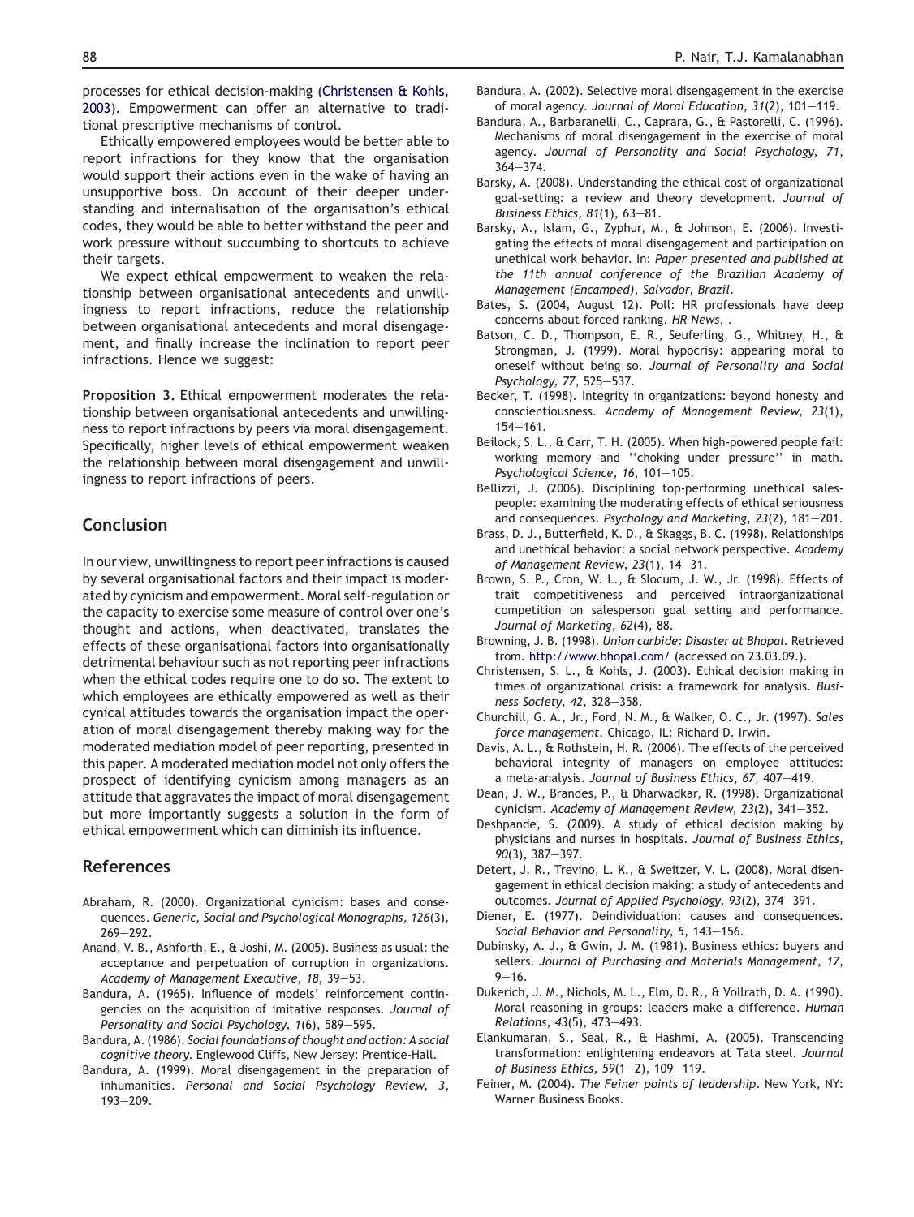processes for ethical decision-making (Christensen & Kohls, 2003). Empowerment can offer an alternative to traditional prescriptive mechanisms of control.

Ethically empowered employees would be better able to report infractions for they know that the organisation would support their actions even in the wake of having an unsupportive boss. On account of their deeper understanding and internalisation of the organisation's ethical codes, they would be able to better withstand the peer and work pressure without succumbing to shortcuts to achieve their targets.

We expect ethical empowerment to weaken the relationship between organisational antecedents and unwillingness to report infractions, reduce the relationship between organisational antecedents and moral disengagement, and finally increase the inclination to report peer infractions. Hence we suggest:

**Proposition 3.** Ethical empowerment moderates the relationship between organisational antecedents and unwillingness to report infractions by peers via moral disengagement. Specifically, higher levels of ethical empowerment weaken the relationship between moral disengagement and unwillingness to report infractions of peers.

## Conclusion

In our view, unwillingness to report peer infractions is caused by several organisational factors and their impact is moderated by cynicism and empowerment. Moral self-regulation or the capacity to exercise some measure of control over one's thought and actions, when deactivated, translates the effects of these organisational factors into organisationally detrimental behaviour such as not reporting peer infractions when the ethical codes require one to do so. The extent to which employees are ethically empowered as well as their cynical attitudes towards the organisation impact the operation of moral disengagement thereby making way for the moderated mediation model of peer reporting, presented in this paper. A moderated mediation model not only offers the prospect of identifying cynicism among managers as an attitude that aggravates the impact of moral disengagement but more importantly suggests a solution in the form of ethical empowerment which can diminish its influence.

## References

Abraham, R. (2000). Organizational cynicism: bases and consequences. *Generic, Social and Psychological Monographs, 126*(3), 269—292.

Anand, V. B., Ashforth, E., & Joshi, M. (2005). Business as usual: the acceptance and perpetuation of corruption in organizations. *Academy of Management Executive, 18*, 39—53.

Bandura, A. (1965). Influence of models' reinforcement contingencies on the acquisition of imitative responses. *Journal of Personality and Social Psychology, 1*(6), 589—595.

Bandura, A. (1986). *Social foundations of thought and action: A social cognitive theory*. Englewood Cliffs, New Jersey: Prentice-Hall.

Bandura, A. (1999). Moral disengagement in the preparation of inhumanities. *Personal and Social Psychology Review, 3*, 193—209.

Bandura, A. (2002). Selective moral disengagement in the exercise of moral agency. *Journal of Moral Education, 31*(2), 101—119.

Bandura, A., Barbaranelli, C., Caprara, G., & Pastorelli, C. (1996). Mechanisms of moral disengagement in the exercise of moral agency. *Journal of Personality and Social Psychology, 71*, 364—374.

Barsky, A. (2008). Understanding the ethical cost of organizational goal-setting: a review and theory development. *Journal of Business Ethics, 81*(1), 63—81.

Barsky, A., Islam, G., Zyphur, M., & Johnson, E. (2006). Investigating the effects of moral disengagement and participation on unethical work behavior. In: *Paper presented and published at the 11th annual conference of the Brazilian Academy of Management (Encamped), Salvador, Brazil*.

Bates, S. (2004, August 12). Poll: HR professionals have deep concerns about forced ranking. *HR News*, .

Batson, C. D., Thompson, E. R., Seuferling, G., Whitney, H., & Strongman, J. (1999). Moral hypocrisy: appearing moral to oneself without being so. *Journal of Personality and Social Psychology, 77*, 525—537.

Becker, T. (1998). Integrity in organizations: beyond honesty and conscientiousness. *Academy of Management Review, 23*(1), 154—161.

Beilock, S. L., & Carr, T. H. (2005). When high-powered people fail: working memory and ''choking under pressure'' in math. *Psychological Science, 16*, 101—105.

Bellizzi, J. (2006). Disciplining top-performing unethical salespeople: examining the moderating effects of ethical seriousness and consequences. *Psychology and Marketing, 23*(2), 181—201.

Brass, D. J., Butterfield, K. D., & Skaggs, B. C. (1998). Relationships and unethical behavior: a social network perspective. *Academy of Management Review, 23*(1), 14—31.

Brown, S. P., Cron, W. L., & Slocum, J. W., Jr. (1998). Effects of trait competitiveness and perceived intraorganizational competition on salesperson goal setting and performance. *Journal of Marketing, 62*(4), 88.

Browning, J. B. (1998). *Union carbide: Disaster at Bhopal*. Retrieved from. http://www.bhopal.com/ (accessed on 23.03.09.).

Christensen, S. L., & Kohls, J. (2003). Ethical decision making in times of organizational crisis: a framework for analysis. *Business Society, 42*, 328—358.

Churchill, G. A., Jr., Ford, N. M., & Walker, O. C., Jr. (1997). *Sales force management*. Chicago, IL: Richard D. Irwin.

Davis, A. L., & Rothstein, H. R. (2006). The effects of the perceived behavioral integrity of managers on employee attitudes: a meta-analysis. *Journal of Business Ethics, 67*, 407—419.

Dean, J. W., Brandes, P., & Dharwadkar, R. (1998). Organizational cynicism. *Academy of Management Review, 23*(2), 341—352.

Deshpande, S. (2009). A study of ethical decision making by physicians and nurses in hospitals. *Journal of Business Ethics, 90*(3), 387—397.

Detert, J. R., Trevino, L. K., & Sweitzer, V. L. (2008). Moral disengagement in ethical decision making: a study of antecedents and outcomes. *Journal of Applied Psychology, 93*(2), 374—391.

Diener, E. (1977). Deindividuation: causes and consequences. *Social Behavior and Personality, 5*, 143—156.

Dubinsky, A. J., & Gwin, J. M. (1981). Business ethics: buyers and sellers. *Journal of Purchasing and Materials Management, 17*, 9—16.

Dukerich, J. M., Nichols, M. L., Elm, D. R., & Vollrath, D. A. (1990). Moral reasoning in groups: leaders make a difference. *Human Relations, 43*(5), 473—493.

Elankumaran, S., Seal, R., & Hashmi, A. (2005). Transcending transformation: enlightening endeavors at Tata steel. *Journal of Business Ethics, 59*(1—2), 109—119.

Feiner, M. (2004). *The Feiner points of leadership*. New York, NY: Warner Business Books.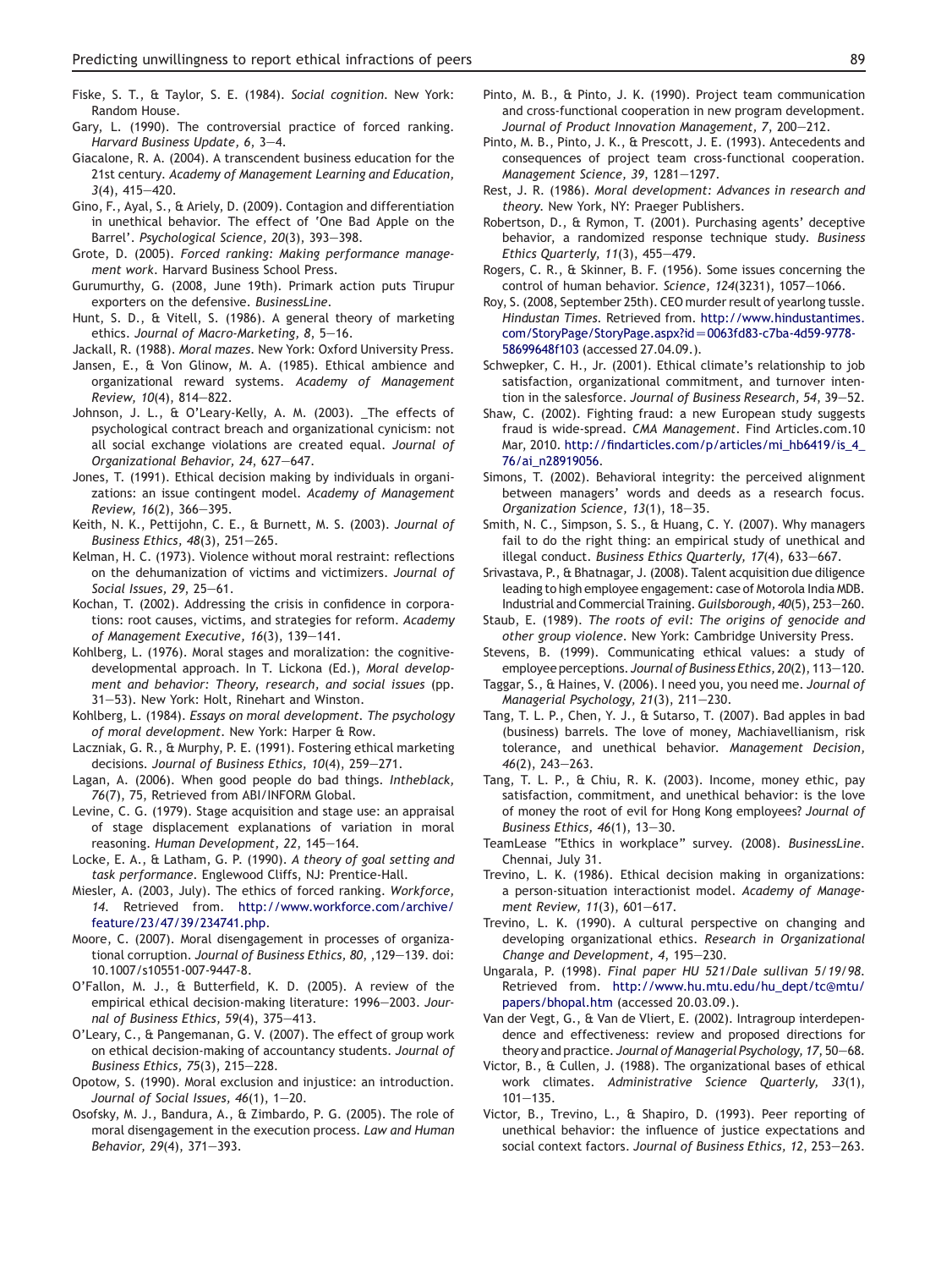Fiske, S. T., & Taylor, S. E. (1984). *Social cognition*. New York: Random House.

Gary, L. (1990). The controversial practice of forced ranking. *Harvard Business Update, 6*, 3—4.

Giacalone, R. A. (2004). A transcendent business education for the 21st century. *Academy of Management Learning and Education, 3*(4), 415—420.

Gino, F., Ayal, S., & Ariely, D. (2009). Contagion and differentiation in unethical behavior. The effect of 'One Bad Apple on the Barrel'. *Psychological Science, 20*(3), 393—398.

Grote, D. (2005). *Forced ranking: Making performance management work*. Harvard Business School Press.

Gurumurthy, G. (2008, June 19th). Primark action puts Tirupur exporters on the defensive. *BusinessLine*.

Hunt, S. D., & Vitell, S. (1986). A general theory of marketing ethics. *Journal of Macro-Marketing, 8*, 5—16.

Jackall, R. (1988). *Moral mazes*. New York: Oxford University Press.

Jansen, E., & Von Glinow, M. A. (1985). Ethical ambience and organizational reward systems. *Academy of Management Review, 10*(4), 814—822.

Johnson, J. L., & O'Leary-Kelly, A. M. (2003). _The effects of psychological contract breach and organizational cynicism: not all social exchange violations are created equal. *Journal of Organizational Behavior, 24*, 627—647.

Jones, T. (1991). Ethical decision making by individuals in organizations: an issue contingent model. *Academy of Management Review, 16*(2), 366—395.

Keith, N. K., Pettijohn, C. E., & Burnett, M. S. (2003). *Journal of Business Ethics, 48*(3), 251—265.

Kelman, H. C. (1973). Violence without moral restraint: reflections on the dehumanization of victims and victimizers. *Journal of Social Issues, 29*, 25—61.

Kochan, T. (2002). Addressing the crisis in confidence in corporations: root causes, victims, and strategies for reform. *Academy of Management Executive, 16*(3), 139—141.

Kohlberg, L. (1976). Moral stages and moralization: the cognitive-developmental approach. In T. Lickona (Ed.), *Moral development and behavior: Theory, research, and social issues* (pp. 31—53). New York: Holt, Rinehart and Winston.

Kohlberg, L. (1984). *Essays on moral development. The psychology of moral development*. New York: Harper & Row.

Laczniak, G. R., & Murphy, P. E. (1991). Fostering ethical marketing decisions. *Journal of Business Ethics, 10*(4), 259—271.

Lagan, A. (2006). When good people do bad things. *Intheblack, 76*(7), 75, Retrieved from ABI/INFORM Global.

Levine, C. G. (1979). Stage acquisition and stage use: an appraisal of stage displacement explanations of variation in moral reasoning. *Human Development, 22*, 145—164.

Locke, E. A., & Latham, G. P. (1990). *A theory of goal setting and task performance*. Englewood Cliffs, NJ: Prentice-Hall.

Miesler, A. (2003, July). The ethics of forced ranking. *Workforce, 14*. Retrieved from. http://www.workforce.com/archive/feature/23/47/39/234741.php.

Moore, C. (2007). Moral disengagement in processes of organizational corruption. *Journal of Business Ethics, 80*, ,129—139. doi: 10.1007/s10551-007-9447-8.

O'Fallon, M. J., & Butterfield, K. D. (2005). A review of the empirical ethical decision-making literature: 1996—2003. *Journal of Business Ethics, 59*(4), 375—413.

O'Leary, C., & Pangemanan, G. V. (2007). The effect of group work on ethical decision-making of accountancy students. *Journal of Business Ethics, 75*(3), 215—228.

Opotow, S. (1990). Moral exclusion and injustice: an introduction. *Journal of Social Issues, 46*(1), 1—20.

Osofsky, M. J., Bandura, A., & Zimbardo, P. G. (2005). The role of moral disengagement in the execution process. *Law and Human Behavior, 29*(4), 371—393.

Pinto, M. B., & Pinto, J. K. (1990). Project team communication and cross-functional cooperation in new program development. *Journal of Product Innovation Management, 7*, 200—212.

Pinto, M. B., Pinto, J. K., & Prescott, J. E. (1993). Antecedents and consequences of project team cross-functional cooperation. *Management Science, 39*, 1281—1297.

Rest, J. R. (1986). *Moral development: Advances in research and theory*. New York, NY: Praeger Publishers.

Robertson, D., & Rymon, T. (2001). Purchasing agents' deceptive behavior, a randomized response technique study. *Business Ethics Quarterly, 11*(3), 455—479.

Rogers, C. R., & Skinner, B. F. (1956). Some issues concerning the control of human behavior. *Science, 124*(3231), 1057—1066.

Roy, S. (2008, September 25th). CEO murder result of yearlong tussle. *Hindustan Times*. Retrieved from. http://www.hindustantimes.com/StoryPage/StoryPage.aspx?id=0063fd83-c7ba-4d59-9778-58699648f103 (accessed 27.04.09.).

Schwepker, C. H., Jr. (2001). Ethical climate's relationship to job satisfaction, organizational commitment, and turnover intention in the salesforce. *Journal of Business Research, 54*, 39—52.

Shaw, C. (2002). Fighting fraud: a new European study suggests fraud is wide-spread. *CMA Management*. Find Articles.com.10 Mar, 2010. http://findarticles.com/p/articles/mi_hb6419/is_4_76/ai_n28919056.

Simons, T. (2002). Behavioral integrity: the perceived alignment between managers' words and deeds as a research focus. *Organization Science, 13*(1), 18—35.

Smith, N. C., Simpson, S. S., & Huang, C. Y. (2007). Why managers fail to do the right thing: an empirical study of unethical and illegal conduct. *Business Ethics Quarterly, 17*(4), 633—667.

Srivastava, P., & Bhatnagar, J. (2008). Talent acquisition due diligence leading to high employee engagement: case of Motorola India MDB. Industrial and Commercial Training. *Guilsborough, 40*(5), 253—260.

Staub, E. (1989). *The roots of evil: The origins of genocide and other group violence*. New York: Cambridge University Press.

Stevens, B. (1999). Communicating ethical values: a study of employee perceptions. *Journal of Business Ethics, 20*(2), 113—120.

Taggar, S., & Haines, V. (2006). I need you, you need me. *Journal of Managerial Psychology, 21*(3), 211—230.

Tang, T. L. P., Chen, Y. J., & Sutarso, T. (2007). Bad apples in bad (business) barrels. The love of money, Machiavellianism, risk tolerance, and unethical behavior. *Management Decision, 46*(2), 243—263.

Tang, T. L. P., & Chiu, R. K. (2003). Income, money ethic, pay satisfaction, commitment, and unethical behavior: is the love of money the root of evil for Hong Kong employees? *Journal of Business Ethics, 46*(1), 13—30.

TeamLease "Ethics in workplace" survey. (2008). *BusinessLine*. Chennai, July 31.

Trevino, L. K. (1986). Ethical decision making in organizations: a person-situation interactionist model. *Academy of Management Review, 11*(3), 601—617.

Trevino, L. K. (1990). A cultural perspective on changing and developing organizational ethics. *Research in Organizational Change and Development, 4*, 195—230.

Ungarala, P. (1998). *Final paper HU 521/Dale sullivan 5/19/98*. Retrieved from. http://www.hu.mtu.edu/hu_dept/tc@mtu/papers/bhopal.htm (accessed 20.03.09.).

Van der Vegt, G., & Van de Vliert, E. (2002). Intragroup interdependence and effectiveness: review and proposed directions for theory and practice. *Journal of Managerial Psychology, 17*, 50—68.

Victor, B., & Cullen, J. (1988). The organizational bases of ethical work climates. *Administrative Science Quarterly, 33*(1), 101—135.

Victor, B., Trevino, L., & Shapiro, D. (1993). Peer reporting of unethical behavior: the influence of justice expectations and social context factors. *Journal of Business Ethics, 12*, 253—263.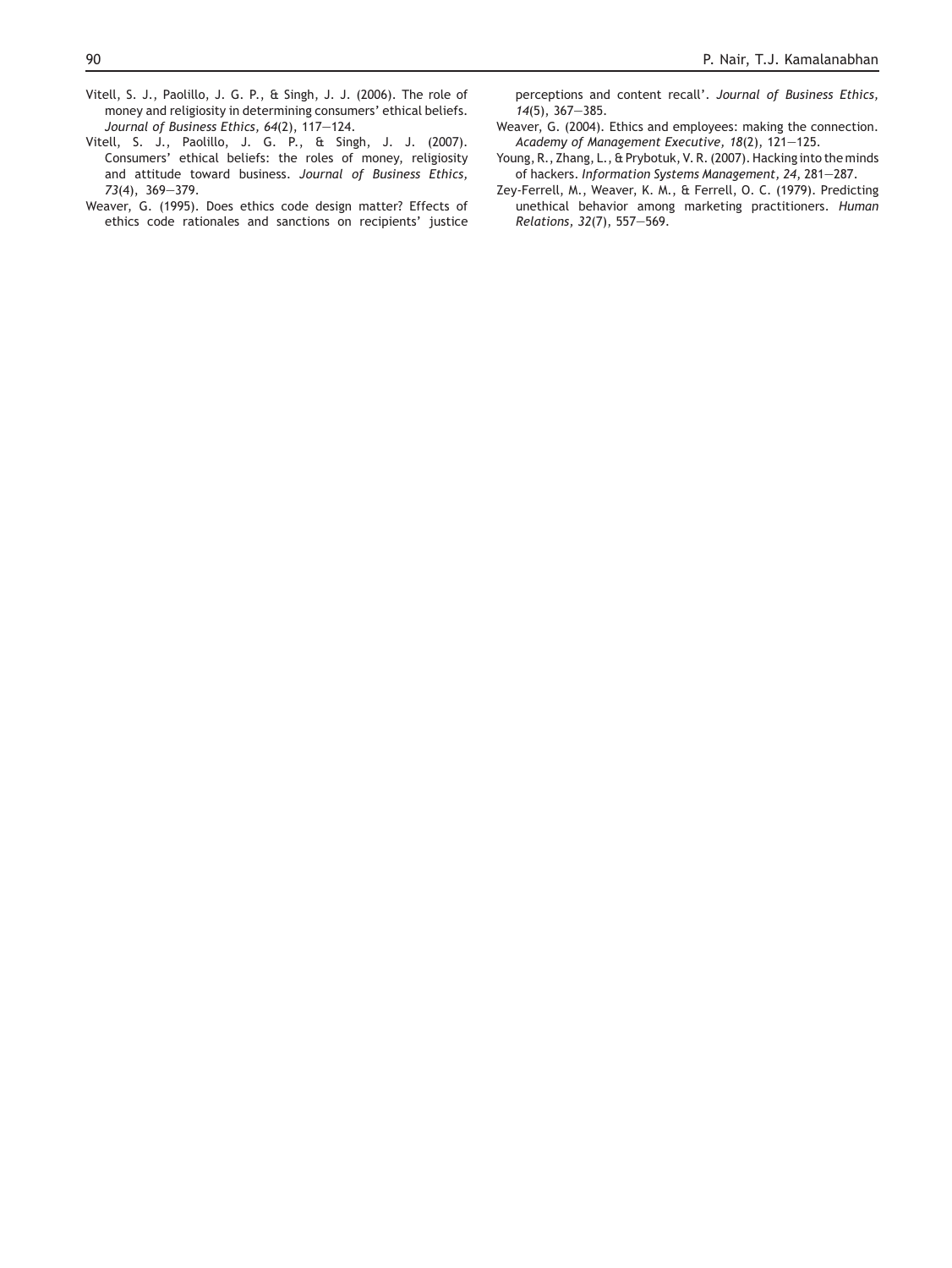Vitell, S. J., Paolillo, J. G. P., & Singh, J. J. (2006). The role of money and religiosity in determining consumers' ethical beliefs. *Journal of Business Ethics, 64*(2), 117—124.

Vitell, S. J., Paolillo, J. G. P., & Singh, J. J. (2007). Consumers' ethical beliefs: the roles of money, religiosity and attitude toward business. *Journal of Business Ethics, 73*(4), 369—379.

Weaver, G. (1995). Does ethics code design matter? Effects of ethics code rationales and sanctions on recipients' justice perceptions and content recall'. *Journal of Business Ethics, 14*(5), 367—385.

Weaver, G. (2004). Ethics and employees: making the connection. *Academy of Management Executive, 18*(2), 121—125.

Young, R., Zhang, L., & Prybotuk, V. R. (2007). Hacking into the minds of hackers. *Information Systems Management, 24*, 281—287.

Zey-Ferrell, M., Weaver, K. M., & Ferrell, O. C. (1979). Predicting unethical behavior among marketing practitioners. *Human Relations, 32*(7), 557—569.